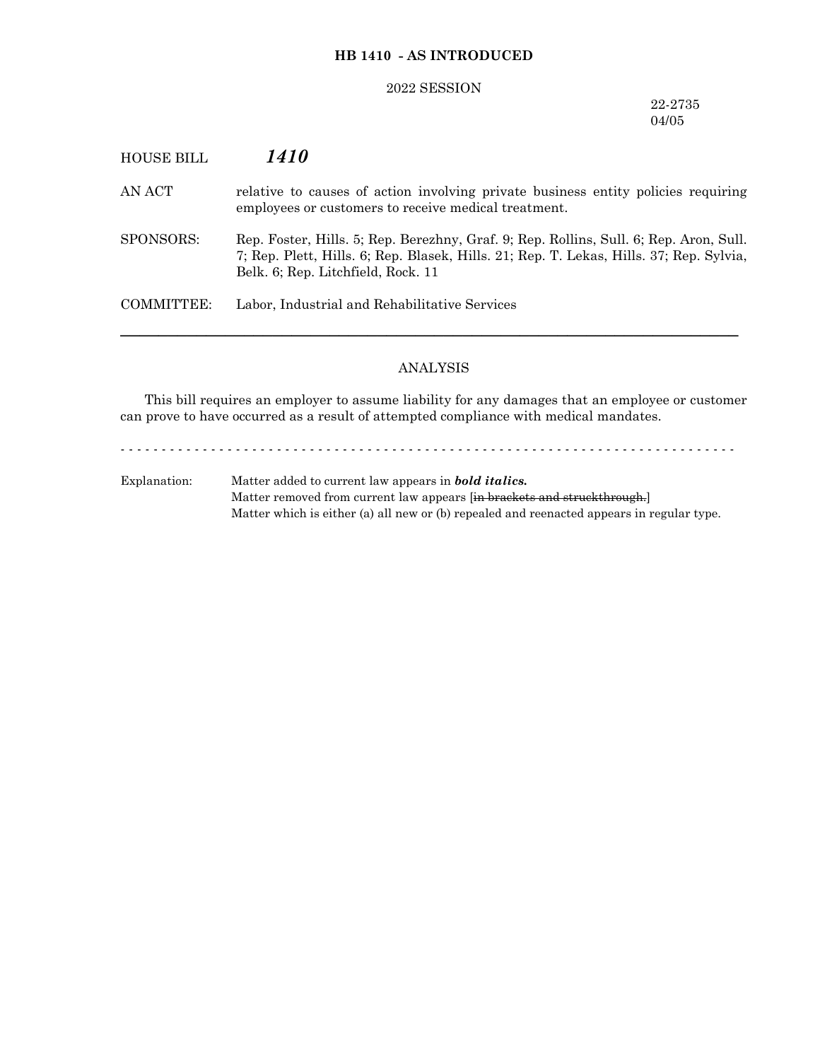**HB 1410 - AS INTRODUCED**

2022 SESSION

22-2735
04/05

HOUSE BILL ***1410***

AN ACT relative to causes of action involving private business entity policies requiring employees or customers to receive medical treatment.

SPONSORS: Rep. Foster, Hills. 5; Rep. Berezhny, Graf. 9; Rep. Rollins, Sull. 6; Rep. Aron, Sull. 7; Rep. Plett, Hills. 6; Rep. Blasek, Hills. 21; Rep. T. Lekas, Hills. 37; Rep. Sylvia, Belk. 6; Rep. Litchfield, Rock. 11

COMMITTEE: Labor, Industrial and Rehabilitative Services

---

ANALYSIS

This bill requires an employer to assume liability for any damages that an employee or customer can prove to have occurred as a result of attempted compliance with medical mandates.

- - - - - - - - - - - - - - - - - - - - - - - - - - - - - - - - - - - - - - - - - - - - - - - - - - - - - - - - - - - - - - - - - - - - - - - - - - -

Explanation: Matter added to current law appears in ***bold italics.***
Matter removed from current law appears [~~in brackets and struckthrough.~~]
Matter which is either (a) all new or (b) repealed and reenacted appears in regular type.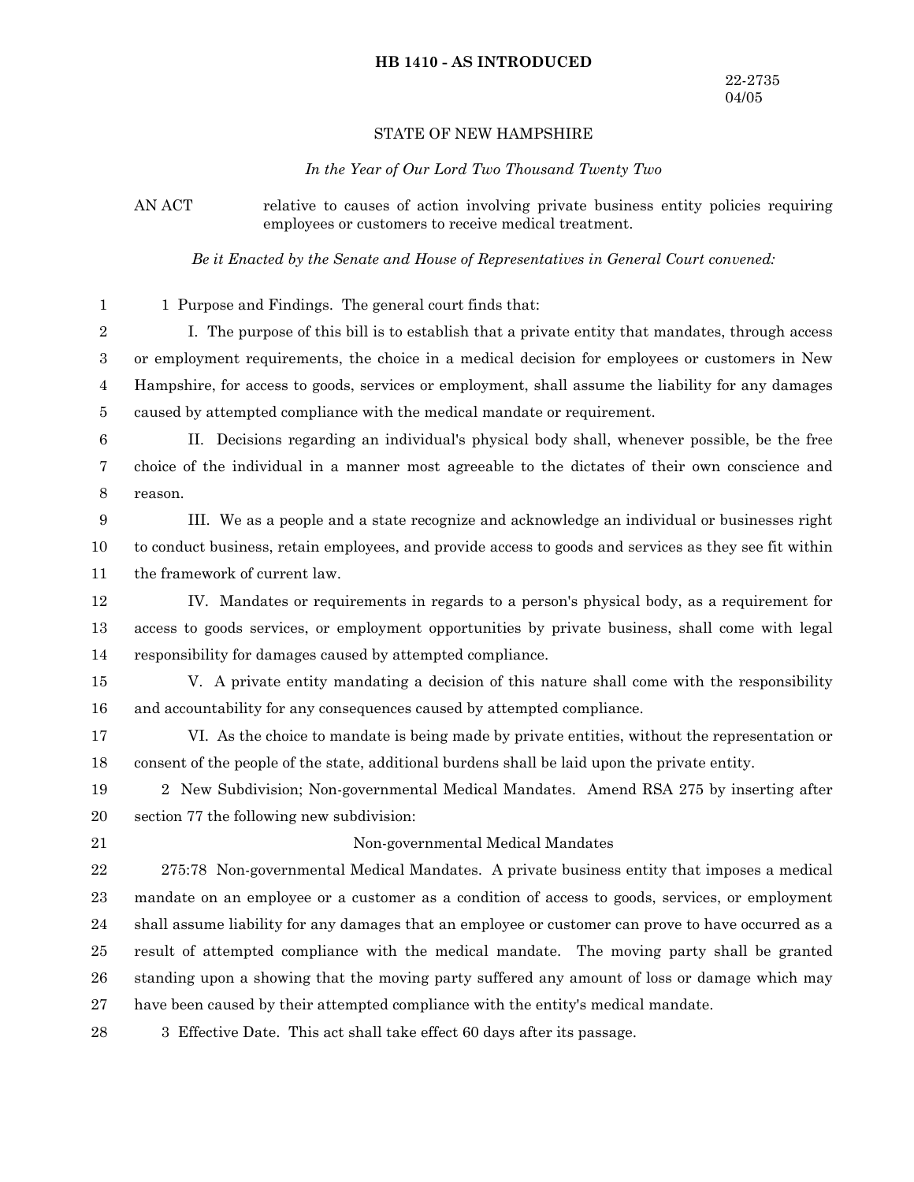**HB 1410 - AS INTRODUCED**

22-2735
04/05

STATE OF NEW HAMPSHIRE

*In the Year of Our Lord Two Thousand Twenty Two*

AN ACT relative to causes of action involving private business entity policies requiring employees or customers to receive medical treatment.

*Be it Enacted by the Senate and House of Representatives in General Court convened:*

1 Purpose and Findings. The general court finds that:

I. The purpose of this bill is to establish that a private entity that mandates, through access or employment requirements, the choice in a medical decision for employees or customers in New Hampshire, for access to goods, services or employment, shall assume the liability for any damages caused by attempted compliance with the medical mandate or requirement.

II. Decisions regarding an individual's physical body shall, whenever possible, be the free choice of the individual in a manner most agreeable to the dictates of their own conscience and reason.

III. We as a people and a state recognize and acknowledge an individual or businesses right to conduct business, retain employees, and provide access to goods and services as they see fit within the framework of current law.

IV. Mandates or requirements in regards to a person's physical body, as a requirement for access to goods services, or employment opportunities by private business, shall come with legal responsibility for damages caused by attempted compliance.

V. A private entity mandating a decision of this nature shall come with the responsibility and accountability for any consequences caused by attempted compliance.

VI. As the choice to mandate is being made by private entities, without the representation or consent of the people of the state, additional burdens shall be laid upon the private entity.

2 New Subdivision; Non-governmental Medical Mandates. Amend RSA 275 by inserting after section 77 the following new subdivision:

Non-governmental Medical Mandates

275:78 Non-governmental Medical Mandates. A private business entity that imposes a medical mandate on an employee or a customer as a condition of access to goods, services, or employment shall assume liability for any damages that an employee or customer can prove to have occurred as a result of attempted compliance with the medical mandate. The moving party shall be granted standing upon a showing that the moving party suffered any amount of loss or damage which may have been caused by their attempted compliance with the entity's medical mandate.

3 Effective Date. This act shall take effect 60 days after its passage.